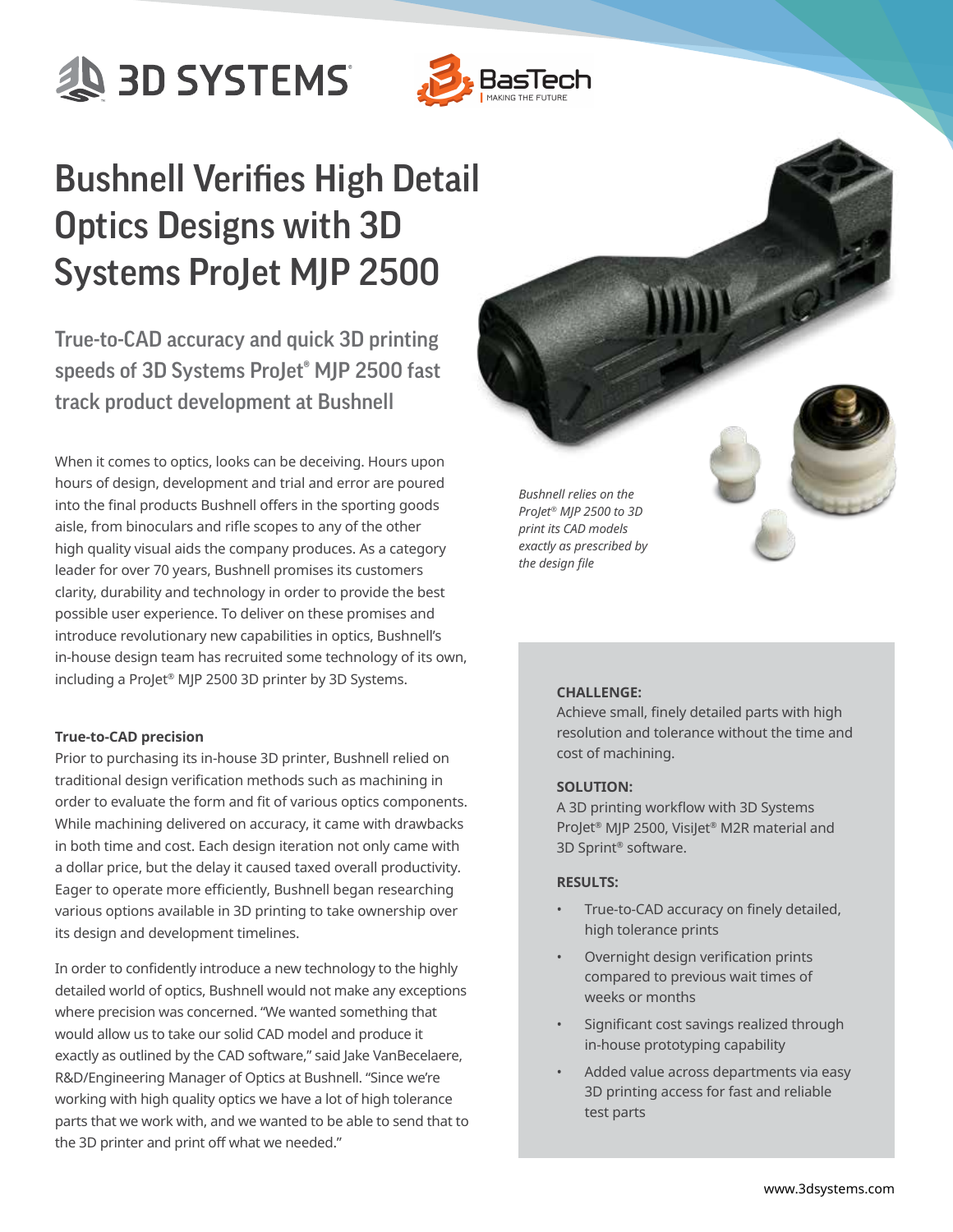# Bushnell Verifies High Detail Optics Designs with 3D Systems ProJet MJP 2500

## True-to-CAD accuracy and quick 3D printing speeds of 3D Systems ProJet® MJP 2500 fast track product development at Bushnell

When it comes to optics, looks can be deceiving. Hours upon hours of design, development and trial and error are poured into the final products Bushnell offers in the sporting goods aisle, from binoculars and rifle scopes to any of the other high quality visual aids the company produces. As a category leader for over 70 years, Bushnell promises its customers clarity, durability and technology in order to provide the best possible user experience. To deliver on these promises and introduce revolutionary new capabilities in optics, Bushnell's in-house design team has recruited some technology of its own, including a ProJet® MJP 2500 3D printer by 3D Systems.

**True-to-CAD precision**

Prior to purchasing its in-house 3D printer, Bushnell relied on traditional design verification methods such as machining in order to evaluate the form and fit of various optics components. While machining delivered on accuracy, it came with drawbacks in both time and cost. Each design iteration not only came with a dollar price, but the delay it caused taxed overall productivity. Eager to operate more efficiently, Bushnell began researching various options available in 3D printing to take ownership over its design and development timelines.

In order to confidently introduce a new technology to the highly detailed world of optics, Bushnell would not make any exceptions where precision was concerned. "We wanted something that would allow us to take our solid CAD model and produce it exactly as outlined by the CAD software," said Jake VanBecelaere, R&D/Engineering Manager of Optics at Bushnell. "Since we're working with high quality optics we have a lot of high tolerance parts that we work with, and we wanted to be able to send that to the 3D printer and print off what we needed."

*Bushnell relies on the ProJet® MJP 2500 to 3D print its CAD models exactly as prescribed by the design file*

**CHALLENGE:**

Achieve small, finely detailed parts with high resolution and tolerance without the time and cost of machining.

**SOLUTION:**

A 3D printing workflow with 3D Systems ProJet® MJP 2500, VisiJet® M2R material and 3D Sprint® software.

**RESULTS:**

- True-to-CAD accuracy on finely detailed, high tolerance prints
- Overnight design verification prints compared to previous wait times of weeks or months
- Significant cost savings realized through in-house prototyping capability
- Added value across departments via easy 3D printing access for fast and reliable test parts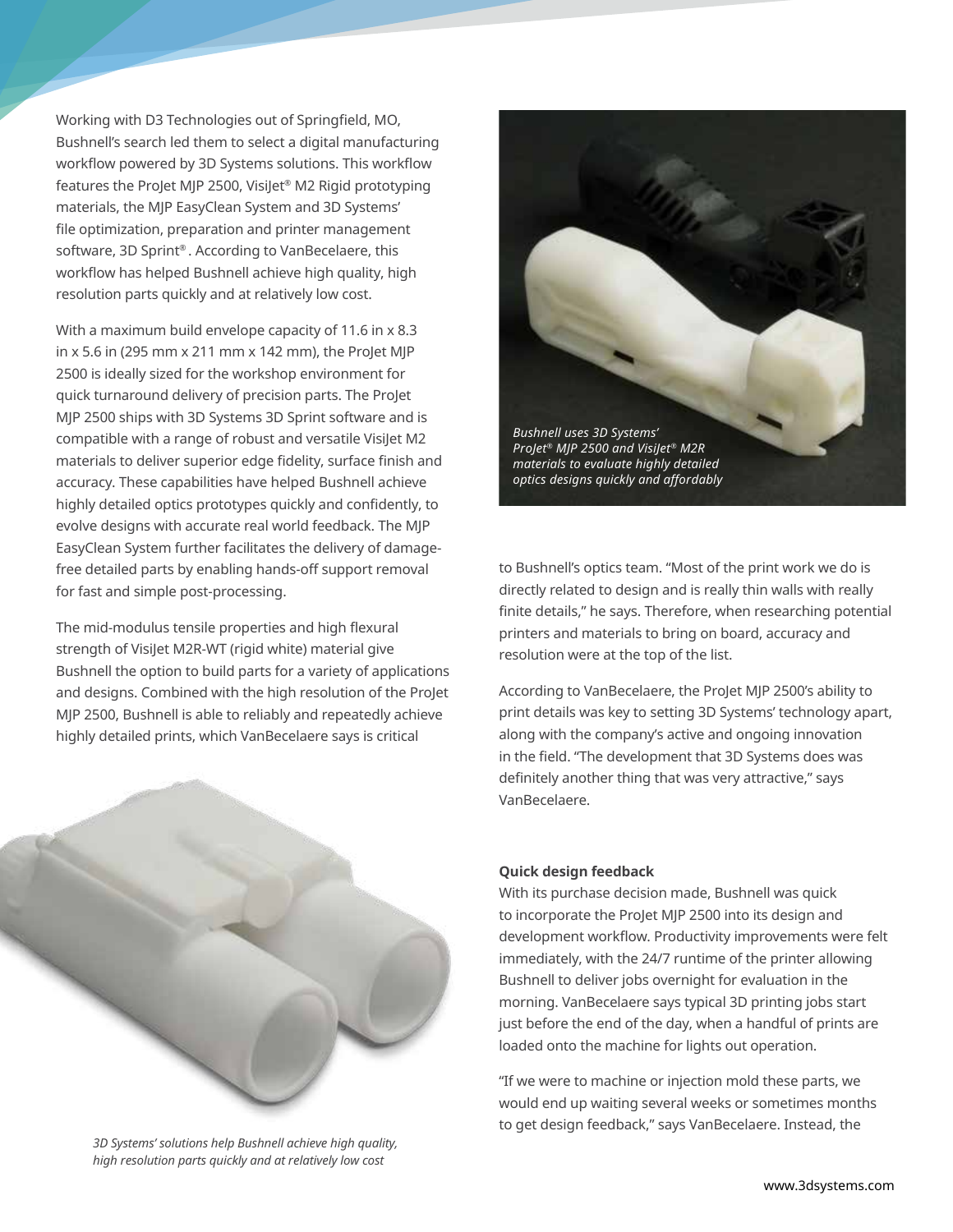Working with D3 Technologies out of Springfield, MO, Bushnell's search led them to select a digital manufacturing workflow powered by 3D Systems solutions. This workflow features the ProJet MJP 2500, VisiJet® M2 Rigid prototyping materials, the MJP EasyClean System and 3D Systems' file optimization, preparation and printer management software, 3D Sprint®. According to VanBecelaere, this workflow has helped Bushnell achieve high quality, high resolution parts quickly and at relatively low cost.

With a maximum build envelope capacity of 11.6 in x 8.3 in x 5.6 in (295 mm x 211 mm x 142 mm), the ProJet MJP 2500 is ideally sized for the workshop environment for quick turnaround delivery of precision parts. The ProJet MJP 2500 ships with 3D Systems 3D Sprint software and is compatible with a range of robust and versatile VisiJet M2 materials to deliver superior edge fidelity, surface finish and accuracy. These capabilities have helped Bushnell achieve highly detailed optics prototypes quickly and confidently, to evolve designs with accurate real world feedback. The MJP EasyClean System further facilitates the delivery of damage-free detailed parts by enabling hands-off support removal for fast and simple post-processing.

The mid-modulus tensile properties and high flexural strength of VisiJet M2R-WT (rigid white) material give Bushnell the option to build parts for a variety of applications and designs. Combined with the high resolution of the ProJet MJP 2500, Bushnell is able to reliably and repeatedly achieve highly detailed prints, which VanBecelaere says is critical to Bushnell's optics team. "Most of the print work we do is directly related to design and is really thin walls with really finite details," he says. Therefore, when researching potential printers and materials to bring on board, accuracy and resolution were at the top of the list.

*3D Systems' solutions help Bushnell achieve high quality, high resolution parts quickly and at relatively low cost*

*Bushnell uses 3D Systems' ProJet® MJP 2500 and VisiJet® M2R materials to evaluate highly detailed optics designs quickly and affordably*

According to VanBecelaere, the ProJet MJP 2500's ability to print details was key to setting 3D Systems' technology apart, along with the company's active and ongoing innovation in the field. "The development that 3D Systems does was definitely another thing that was very attractive," says VanBecelaere.

**Quick design feedback**

With its purchase decision made, Bushnell was quick to incorporate the ProJet MJP 2500 into its design and development workflow. Productivity improvements were felt immediately, with the 24/7 runtime of the printer allowing Bushnell to deliver jobs overnight for evaluation in the morning. VanBecelaere says typical 3D printing jobs start just before the end of the day, when a handful of prints are loaded onto the machine for lights out operation.

"If we were to machine or injection mold these parts, we would end up waiting several weeks or sometimes months to get design feedback," says VanBecelaere. Instead, the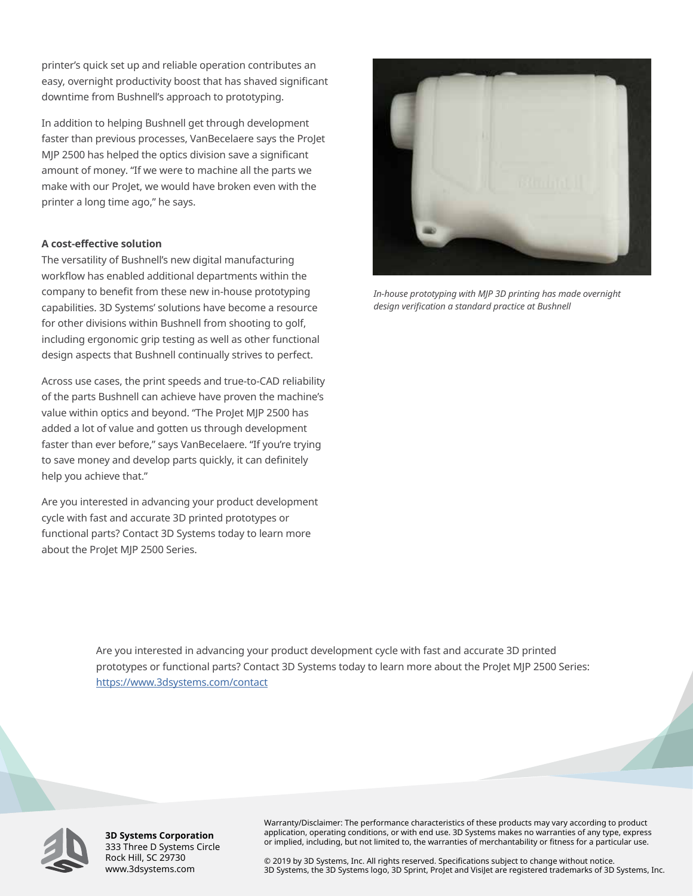printer's quick set up and reliable operation contributes an easy, overnight productivity boost that has shaved significant downtime from Bushnell's approach to prototyping.

In addition to helping Bushnell get through development faster than previous processes, VanBecelaere says the ProJet MJP 2500 has helped the optics division save a significant amount of money. "If we were to machine all the parts we make with our ProJet, we would have broken even with the printer a long time ago," he says.

**A cost-effective solution**

The versatility of Bushnell's new digital manufacturing workflow has enabled additional departments within the company to benefit from these new in-house prototyping capabilities. 3D Systems' solutions have become a resource for other divisions within Bushnell from shooting to golf, including ergonomic grip testing as well as other functional design aspects that Bushnell continually strives to perfect.

Across use cases, the print speeds and true-to-CAD reliability of the parts Bushnell can achieve have proven the machine's value within optics and beyond. "The ProJet MJP 2500 has added a lot of value and gotten us through development faster than ever before," says VanBecelaere. "If you're trying to save money and develop parts quickly, it can definitely help you achieve that."

Are you interested in advancing your product development cycle with fast and accurate 3D printed prototypes or functional parts? Contact 3D Systems today to learn more about the ProJet MJP 2500 Series.

*In-house prototyping with MJP 3D printing has made overnight design verification a standard practice at Bushnell*

Are you interested in advancing your product development cycle with fast and accurate 3D printed prototypes or functional parts? Contact 3D Systems today to learn more about the ProJet MJP 2500 Series: https://www.3dsystems.com/contact

**3D Systems Corporation**
333 Three D Systems Circle
Rock Hill, SC 29730
www.3dsystems.com

Warranty/Disclaimer: The performance characteristics of these products may vary according to product application, operating conditions, or with end use. 3D Systems makes no warranties of any type, express or implied, including, but not limited to, the warranties of merchantability or fitness for a particular use.

© 2019 by 3D Systems, Inc. All rights reserved. Specifications subject to change without notice. 3D Systems, the 3D Systems logo, 3D Sprint, ProJet and VisiJet are registered trademarks of 3D Systems, Inc.